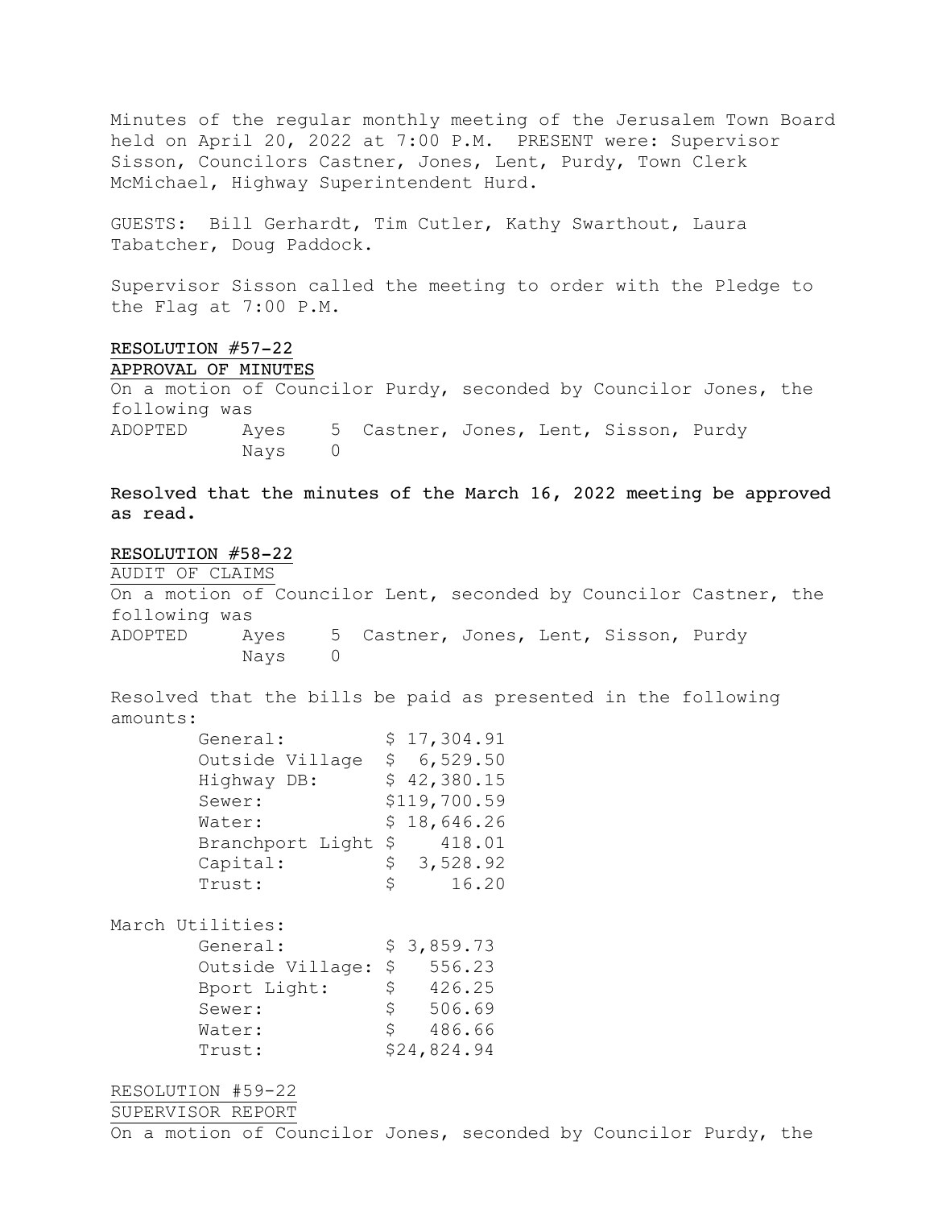Minutes of the regular monthly meeting of the Jerusalem Town Board held on April 20, 2022 at 7:00 P.M. PRESENT were: Supervisor Sisson, Councilors Castner, Jones, Lent, Purdy, Town Clerk McMichael, Highway Superintendent Hurd.

GUESTS: Bill Gerhardt, Tim Cutler, Kathy Swarthout, Laura Tabatcher, Doug Paddock.

Supervisor Sisson called the meeting to order with the Pledge to the Flag at 7:00 P.M.

**RESOLUTION #57-22**
**APPROVAL OF MINUTES**

On a motion of Councilor Purdy, seconded by Councilor Jones, the following was

ADOPTED Ayes 5 Castner, Jones, Lent, Sisson, Purdy
Nays 0

**Resolved that the minutes of the March 16, 2022 meeting be approved as read.**

**RESOLUTION #58-22**
AUDIT OF CLAIMS

On a motion of Councilor Lent, seconded by Councilor Castner, the following was

ADOPTED Ayes 5 Castner, Jones, Lent, Sisson, Purdy
Nays 0

Resolved that the bills be paid as presented in the following amounts:

| | |
|---|---|
| General: | $ 17,304.91 |
| Outside Village | $ 6,529.50 |
| Highway DB: | $ 42,380.15 |
| Sewer: | $119,700.59 |
| Water: | $ 18,646.26 |
| Branchport Light | $ 418.01 |
| Capital: | $ 3,528.92 |
| Trust: | $ 16.20 |

March Utilities:

| | |
|---|---|
| General: | $ 3,859.73 |
| Outside Village: | $ 556.23 |
| Bport Light: | $ 426.25 |
| Sewer: | $ 506.69 |
| Water: | $ 486.66 |
| Trust: | $24,824.94 |

RESOLUTION #59-22
SUPERVISOR REPORT

On a motion of Councilor Jones, seconded by Councilor Purdy, the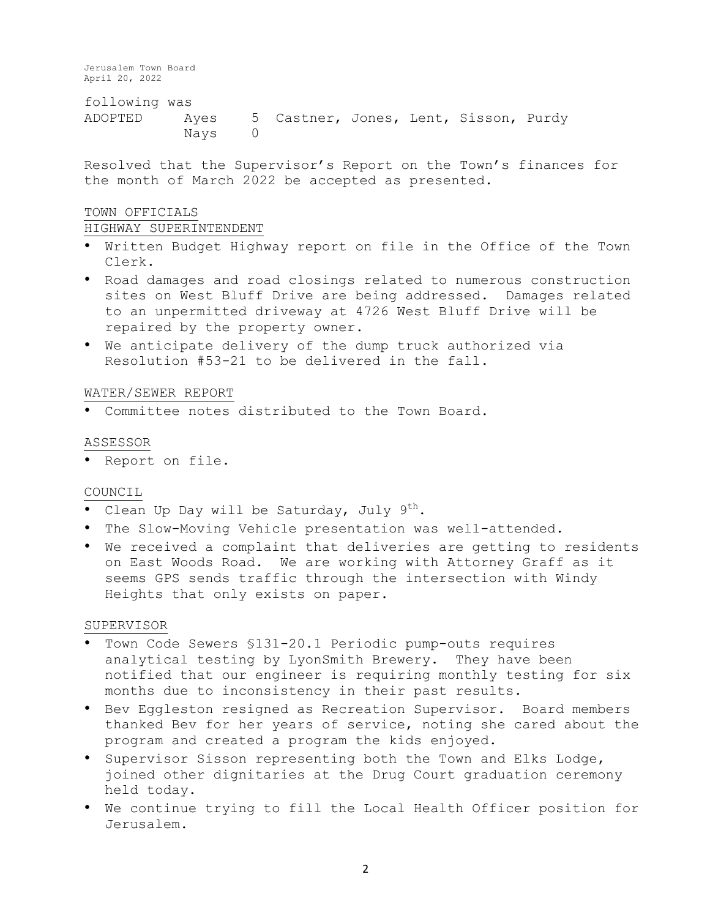following was

| ADOPTED | Ayes | 5 | Castner, Jones, Lent, Sisson, Purdy |
|---|---|---|---|
| | Nays | 0 | |

Resolved that the Supervisor's Report on the Town's finances for the month of March 2022 be accepted as presented.

TOWN OFFICIALS

HIGHWAY SUPERINTENDENT

- Written Budget Highway report on file in the Office of the Town Clerk.
- Road damages and road closings related to numerous construction sites on West Bluff Drive are being addressed. Damages related to an unpermitted driveway at 4726 West Bluff Drive will be repaired by the property owner.
- We anticipate delivery of the dump truck authorized via Resolution #53-21 to be delivered in the fall.

WATER/SEWER REPORT

- Committee notes distributed to the Town Board.

ASSESSOR

- Report on file.

COUNCIL

- Clean Up Day will be Saturday, July 9th.
- The Slow-Moving Vehicle presentation was well-attended.
- We received a complaint that deliveries are getting to residents on East Woods Road. We are working with Attorney Graff as it seems GPS sends traffic through the intersection with Windy Heights that only exists on paper.

SUPERVISOR

- Town Code Sewers §131-20.1 Periodic pump-outs requires analytical testing by LyonSmith Brewery. They have been notified that our engineer is requiring monthly testing for six months due to inconsistency in their past results.
- Bev Eggleston resigned as Recreation Supervisor. Board members thanked Bev for her years of service, noting she cared about the program and created a program the kids enjoyed.
- Supervisor Sisson representing both the Town and Elks Lodge, joined other dignitaries at the Drug Court graduation ceremony held today.
- We continue trying to fill the Local Health Officer position for Jerusalem.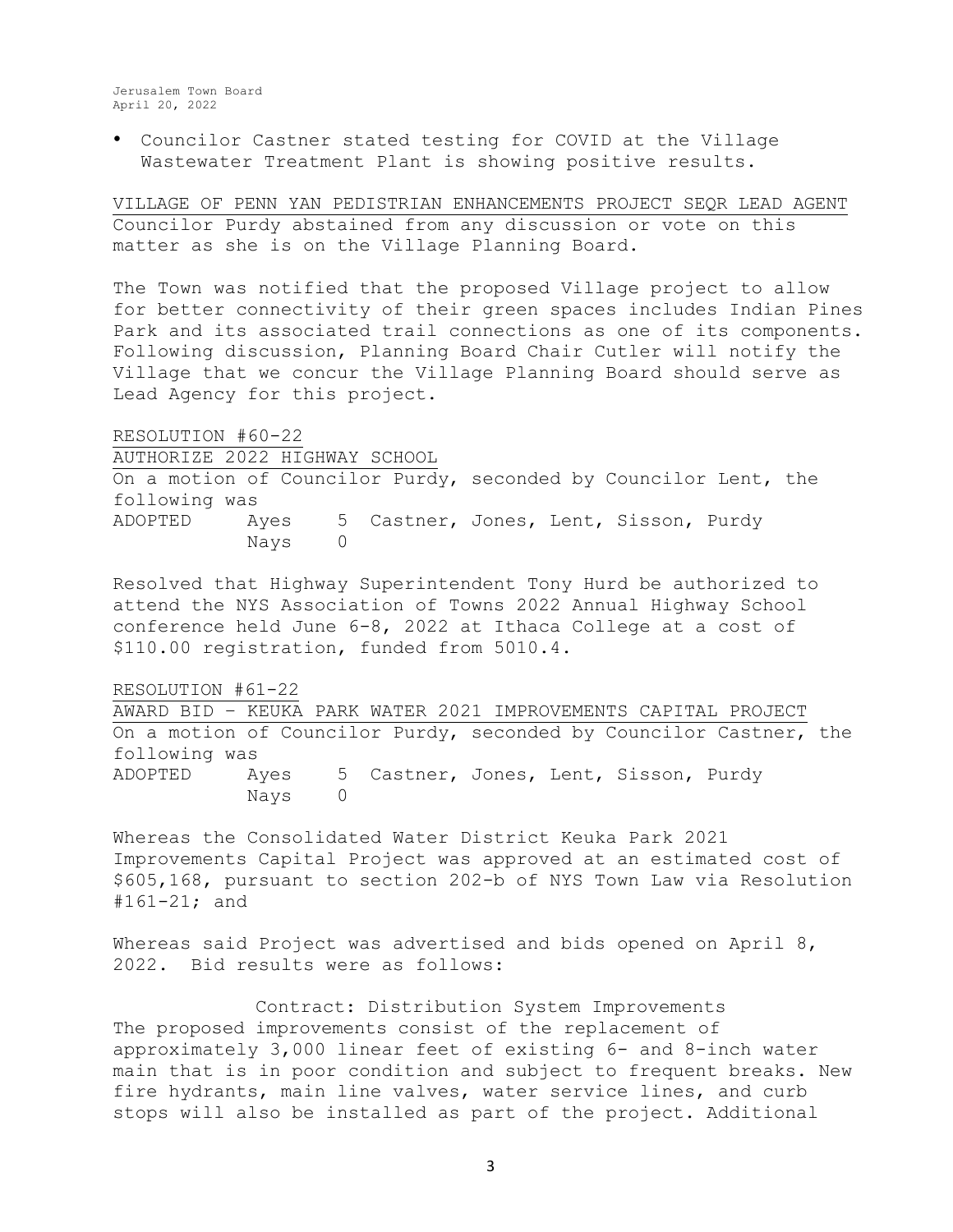- Councilor Castner stated testing for COVID at the Village Wastewater Treatment Plant is showing positive results.

VILLAGE OF PENN YAN PEDISTRIAN ENHANCEMENTS PROJECT SEQR LEAD AGENT

Councilor Purdy abstained from any discussion or vote on this matter as she is on the Village Planning Board.

The Town was notified that the proposed Village project to allow for better connectivity of their green spaces includes Indian Pines Park and its associated trail connections as one of its components. Following discussion, Planning Board Chair Cutler will notify the Village that we concur the Village Planning Board should serve as Lead Agency for this project.

RESOLUTION #60-22

AUTHORIZE 2022 HIGHWAY SCHOOL

On a motion of Councilor Purdy, seconded by Councilor Lent, the following was

ADOPTED Ayes 5 Castner, Jones, Lent, Sisson, Purdy
Nays 0

Resolved that Highway Superintendent Tony Hurd be authorized to attend the NYS Association of Towns 2022 Annual Highway School conference held June 6-8, 2022 at Ithaca College at a cost of $110.00 registration, funded from 5010.4.

RESOLUTION #61-22

AWARD BID – KEUKA PARK WATER 2021 IMPROVEMENTS CAPITAL PROJECT

On a motion of Councilor Purdy, seconded by Councilor Castner, the following was

ADOPTED Ayes 5 Castner, Jones, Lent, Sisson, Purdy
Nays 0

Whereas the Consolidated Water District Keuka Park 2021 Improvements Capital Project was approved at an estimated cost of $605,168, pursuant to section 202-b of NYS Town Law via Resolution #161-21; and

Whereas said Project was advertised and bids opened on April 8, 2022. Bid results were as follows:

Contract: Distribution System Improvements

The proposed improvements consist of the replacement of approximately 3,000 linear feet of existing 6- and 8-inch water main that is in poor condition and subject to frequent breaks. New fire hydrants, main line valves, water service lines, and curb stops will also be installed as part of the project. Additional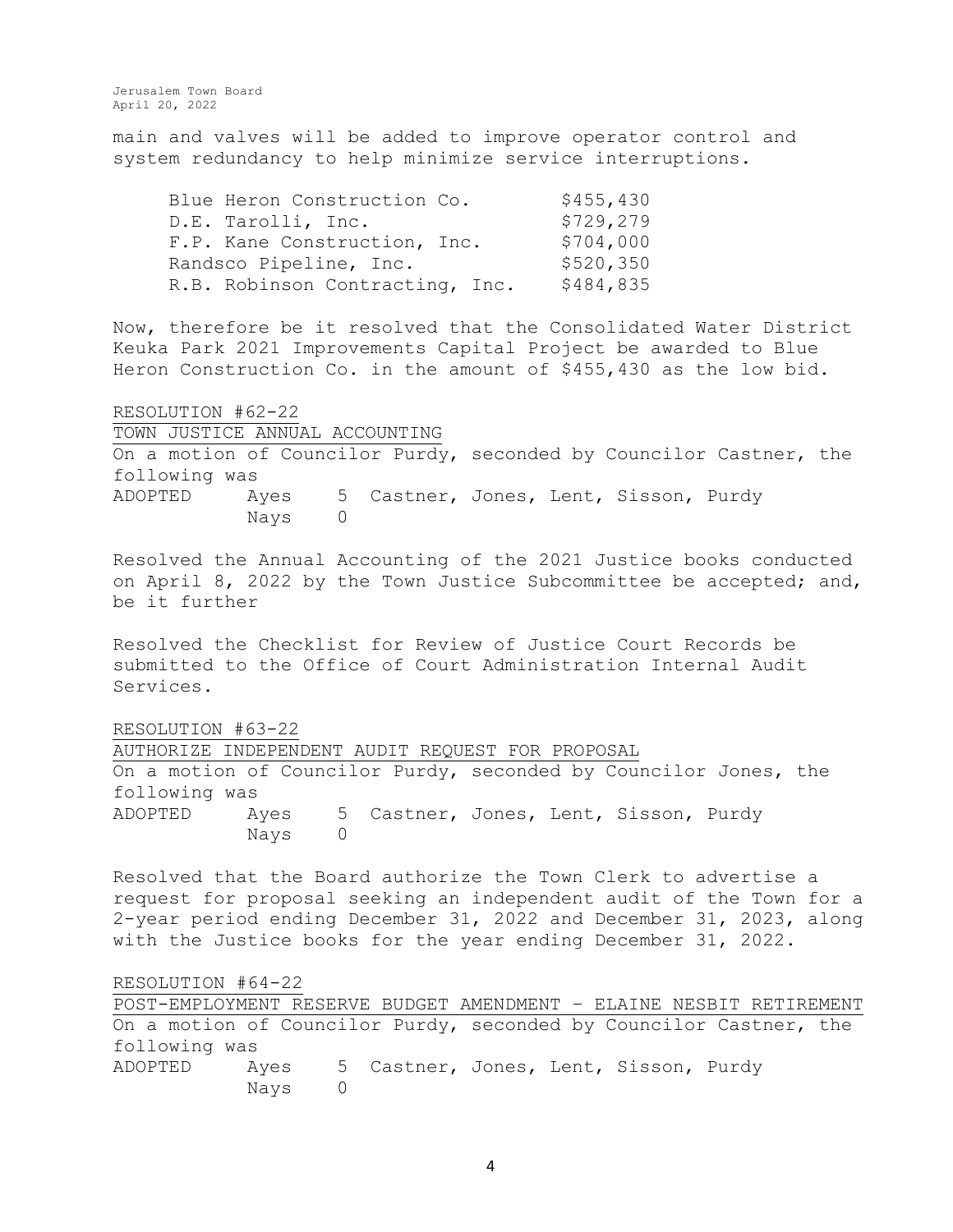main and valves will be added to improve operator control and system redundancy to help minimize service interruptions.

| | |
|---|---|
| Blue Heron Construction Co. | $455,430 |
| D.E. Tarolli, Inc. | $729,279 |
| F.P. Kane Construction, Inc. | $704,000 |
| Randsco Pipeline, Inc. | $520,350 |
| R.B. Robinson Contracting, Inc. | $484,835 |

Now, therefore be it resolved that the Consolidated Water District Keuka Park 2021 Improvements Capital Project be awarded to Blue Heron Construction Co. in the amount of $455,430 as the low bid.

RESOLUTION #62-22

TOWN JUSTICE ANNUAL ACCOUNTING

On a motion of Councilor Purdy, seconded by Councilor Castner, the following was

ADOPTED Ayes 5 Castner, Jones, Lent, Sisson, Purdy
Nays 0

Resolved the Annual Accounting of the 2021 Justice books conducted on April 8, 2022 by the Town Justice Subcommittee be accepted; and, be it further

Resolved the Checklist for Review of Justice Court Records be submitted to the Office of Court Administration Internal Audit Services.

RESOLUTION #63-22

AUTHORIZE INDEPENDENT AUDIT REQUEST FOR PROPOSAL

On a motion of Councilor Purdy, seconded by Councilor Jones, the following was

ADOPTED Ayes 5 Castner, Jones, Lent, Sisson, Purdy
Nays 0

Resolved that the Board authorize the Town Clerk to advertise a request for proposal seeking an independent audit of the Town for a 2-year period ending December 31, 2022 and December 31, 2023, along with the Justice books for the year ending December 31, 2022.

RESOLUTION #64-22

POST-EMPLOYMENT RESERVE BUDGET AMENDMENT – ELAINE NESBIT RETIREMENT

On a motion of Councilor Purdy, seconded by Councilor Castner, the following was

ADOPTED Ayes 5 Castner, Jones, Lent, Sisson, Purdy
Nays 0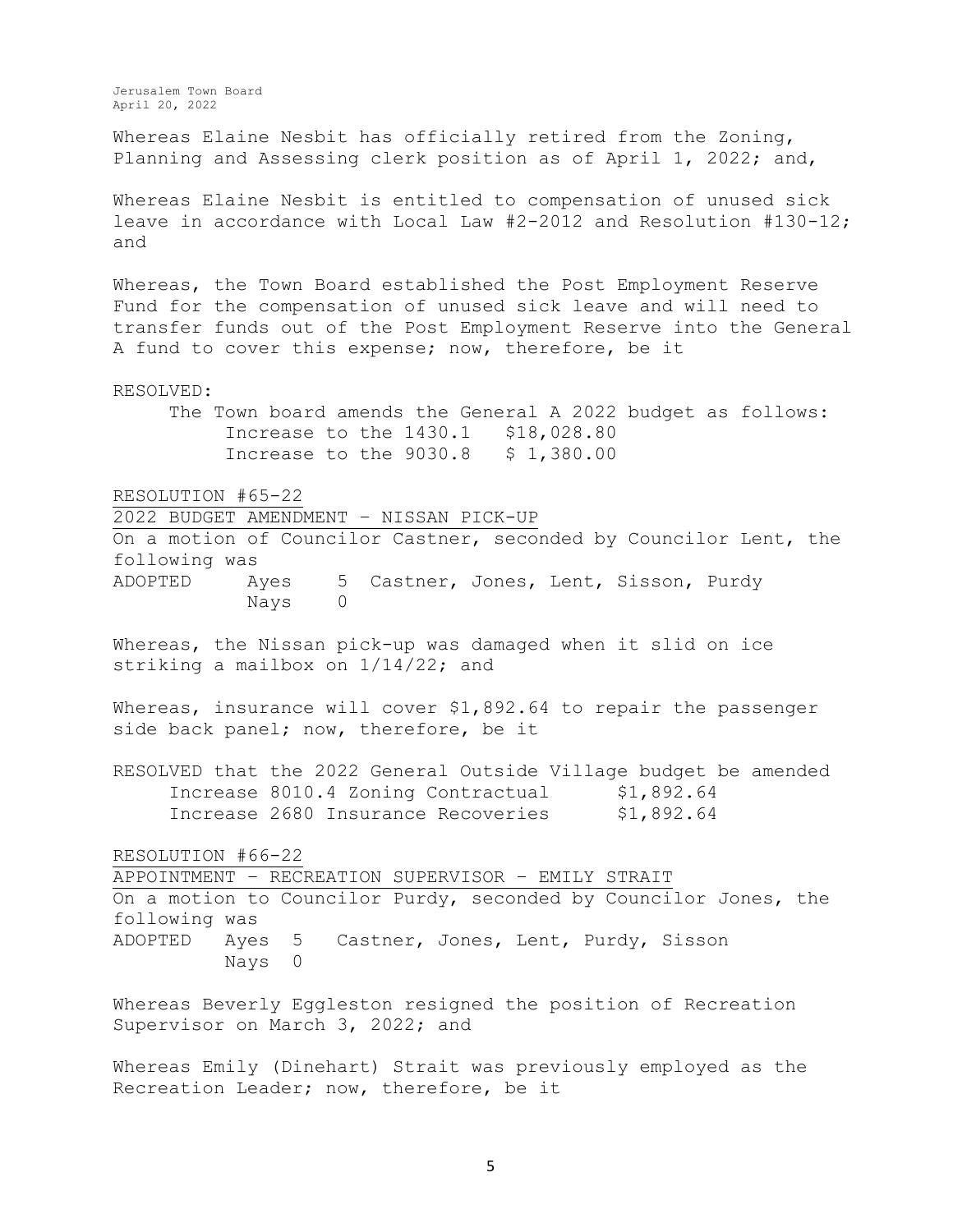Whereas Elaine Nesbit has officially retired from the Zoning, Planning and Assessing clerk position as of April 1, 2022; and,

Whereas Elaine Nesbit is entitled to compensation of unused sick leave in accordance with Local Law #2-2012 and Resolution #130-12; and

Whereas, the Town Board established the Post Employment Reserve Fund for the compensation of unused sick leave and will need to transfer funds out of the Post Employment Reserve into the General A fund to cover this expense; now, therefore, be it

RESOLVED:

The Town board amends the General A 2022 budget as follows:

Increase to the 1430.1 $18,028.80
Increase to the 9030.8 $ 1,380.00

<u>RESOLUTION #65-22</u>

<u>2022 BUDGET AMENDMENT – NISSAN PICK-UP</u>

On a motion of Councilor Castner, seconded by Councilor Lent, the following was

ADOPTED Ayes 5 Castner, Jones, Lent, Sisson, Purdy
Nays 0

Whereas, the Nissan pick-up was damaged when it slid on ice striking a mailbox on 1/14/22; and

Whereas, insurance will cover $1,892.64 to repair the passenger side back panel; now, therefore, be it

RESOLVED that the 2022 General Outside Village budget be amended

Increase 8010.4 Zoning Contractual $1,892.64
Increase 2680 Insurance Recoveries $1,892.64

<u>RESOLUTION #66-22</u>

<u>APPOINTMENT – RECREATION SUPERVISOR – EMILY STRAIT</u>

On a motion to Councilor Purdy, seconded by Councilor Jones, the following was

ADOPTED Ayes 5 Castner, Jones, Lent, Purdy, Sisson
Nays 0

Whereas Beverly Eggleston resigned the position of Recreation Supervisor on March 3, 2022; and

Whereas Emily (Dinehart) Strait was previously employed as the Recreation Leader; now, therefore, be it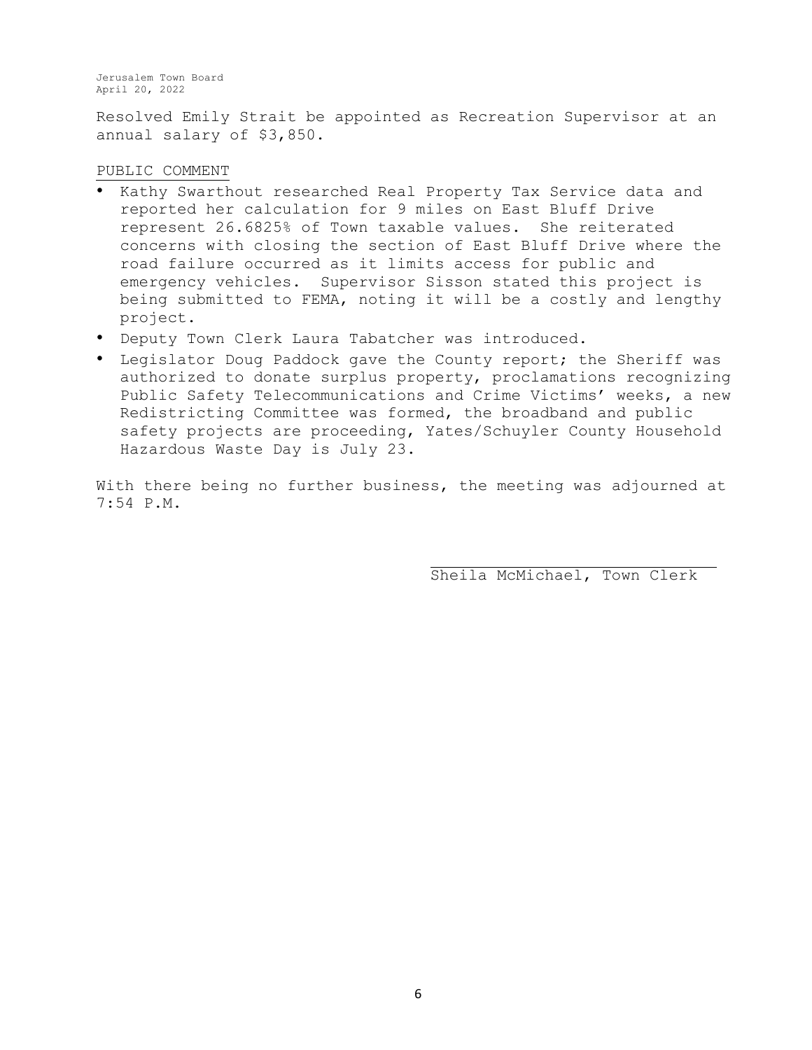Resolved Emily Strait be appointed as Recreation Supervisor at an annual salary of $3,850.

PUBLIC COMMENT

- Kathy Swarthout researched Real Property Tax Service data and reported her calculation for 9 miles on East Bluff Drive represent 26.6825% of Town taxable values. She reiterated concerns with closing the section of East Bluff Drive where the road failure occurred as it limits access for public and emergency vehicles. Supervisor Sisson stated this project is being submitted to FEMA, noting it will be a costly and lengthy project.
- Deputy Town Clerk Laura Tabatcher was introduced.
- Legislator Doug Paddock gave the County report; the Sheriff was authorized to donate surplus property, proclamations recognizing Public Safety Telecommunications and Crime Victims' weeks, a new Redistricting Committee was formed, the broadband and public safety projects are proceeding, Yates/Schuyler County Household Hazardous Waste Day is July 23.

With there being no further business, the meeting was adjourned at 7:54 P.M.

Sheila McMichael, Town Clerk